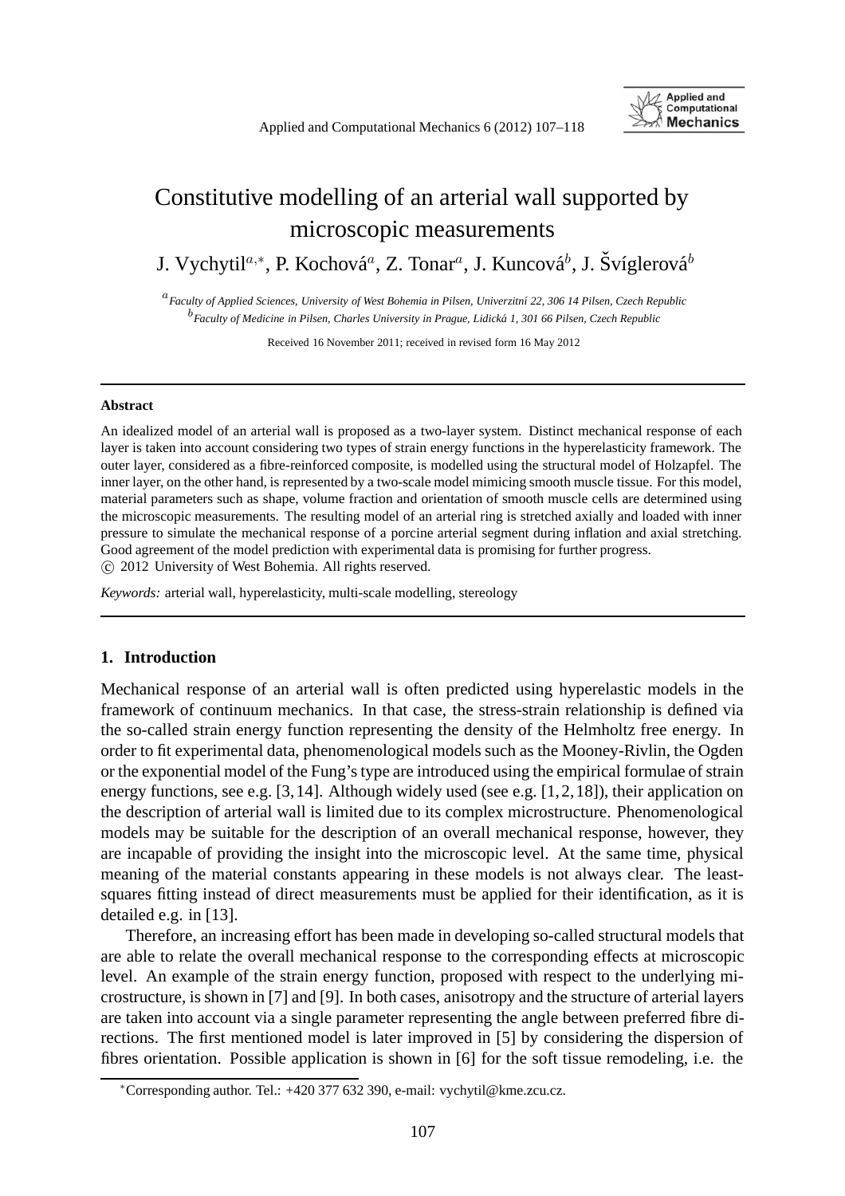# Constitutive modelling of an arterial wall supported by microscopic measurements

J. Vychytil[a,*], P. Kochová[a], Z. Tonar[a], J. Kuncová[b], J. Švíglerová[b]

[a] *Faculty of Applied Sciences, University of West Bohemia in Pilsen, Univerzitní 22, 306 14 Pilsen, Czech Republic*

[b] *Faculty of Medicine in Pilsen, Charles University in Prague, Lidická 1, 301 66 Pilsen, Czech Republic*

Received 16 November 2011; received in revised form 16 May 2012

---

**Abstract**

An idealized model of an arterial wall is proposed as a two-layer system. Distinct mechanical response of each layer is taken into account considering two types of strain energy functions in the hyperelasticity framework. The outer layer, considered as a fibre-reinforced composite, is modelled using the structural model of Holzapfel. The inner layer, on the other hand, is represented by a two-scale model mimicing smooth muscle tissue. For this model, material parameters such as shape, volume fraction and orientation of smooth muscle cells are determined using the microscopic measurements. The resulting model of an arterial ring is stretched axially and loaded with inner pressure to simulate the mechanical response of a porcine arterial segment during inflation and axial stretching. Good agreement of the model prediction with experimental data is promising for further progress.
© 2012 University of West Bohemia. All rights reserved.

*Keywords:* arterial wall, hyperelasticity, multi-scale modelling, stereology

---

## 1. Introduction

Mechanical response of an arterial wall is often predicted using hyperelastic models in the framework of continuum mechanics. In that case, the stress-strain relationship is defined via the so-called strain energy function representing the density of the Helmholtz free energy. In order to fit experimental data, phenomenological models such as the Mooney-Rivlin, the Ogden or the exponential model of the Fung's type are introduced using the empirical formulae of strain energy functions, see e.g. [3, 14]. Although widely used (see e.g. [1, 2, 18]), their application on the description of arterial wall is limited due to its complex microstructure. Phenomenological models may be suitable for the description of an overall mechanical response, however, they are incapable of providing the insight into the microscopic level. At the same time, physical meaning of the material constants appearing in these models is not always clear. The least-squares fitting instead of direct measurements must be applied for their identification, as it is detailed e.g. in [13].

Therefore, an increasing effort has been made in developing so-called structural models that are able to relate the overall mechanical response to the corresponding effects at microscopic level. An example of the strain energy function, proposed with respect to the underlying microstructure, is shown in [7] and [9]. In both cases, anisotropy and the structure of arterial layers are taken into account via a single parameter representing the angle between preferred fibre directions. The first mentioned model is later improved in [5] by considering the dispersion of fibres orientation. Possible application is shown in [6] for the soft tissue remodeling, i.e. the

---

[*] Corresponding author. Tel.: +420 377 632 390, e-mail: vychytil@kme.zcu.cz.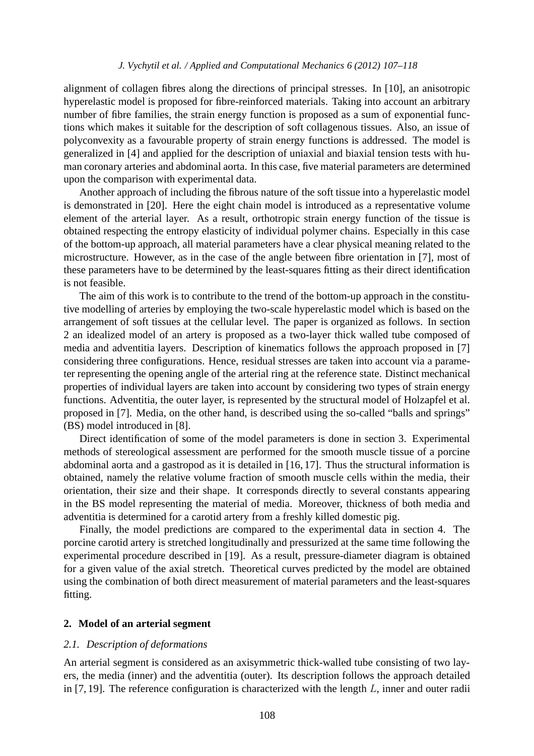alignment of collagen fibres along the directions of principal stresses. In [10], an anisotropic hyperelastic model is proposed for fibre-reinforced materials. Taking into account an arbitrary number of fibre families, the strain energy function is proposed as a sum of exponential functions which makes it suitable for the description of soft collagenous tissues. Also, an issue of polyconvexity as a favourable property of strain energy functions is addressed. The model is generalized in [4] and applied for the description of uniaxial and biaxial tension tests with human coronary arteries and abdominal aorta. In this case, five material parameters are determined upon the comparison with experimental data.

Another approach of including the fibrous nature of the soft tissue into a hyperelastic model is demonstrated in [20]. Here the eight chain model is introduced as a representative volume element of the arterial layer. As a result, orthotropic strain energy function of the tissue is obtained respecting the entropy elasticity of individual polymer chains. Especially in this case of the bottom-up approach, all material parameters have a clear physical meaning related to the microstructure. However, as in the case of the angle between fibre orientation in [7], most of these parameters have to be determined by the least-squares fitting as their direct identification is not feasible.

The aim of this work is to contribute to the trend of the bottom-up approach in the constitutive modelling of arteries by employing the two-scale hyperelastic model which is based on the arrangement of soft tissues at the cellular level. The paper is organized as follows. In section 2 an idealized model of an artery is proposed as a two-layer thick walled tube composed of media and adventitia layers. Description of kinematics follows the approach proposed in [7] considering three configurations. Hence, residual stresses are taken into account via a parameter representing the opening angle of the arterial ring at the reference state. Distinct mechanical properties of individual layers are taken into account by considering two types of strain energy functions. Adventitia, the outer layer, is represented by the structural model of Holzapfel et al. proposed in [7]. Media, on the other hand, is described using the so-called "balls and springs" (BS) model introduced in [8].

Direct identification of some of the model parameters is done in section 3. Experimental methods of stereological assessment are performed for the smooth muscle tissue of a porcine abdominal aorta and a gastropod as it is detailed in [16, 17]. Thus the structural information is obtained, namely the relative volume fraction of smooth muscle cells within the media, their orientation, their size and their shape. It corresponds directly to several constants appearing in the BS model representing the material of media. Moreover, thickness of both media and adventitia is determined for a carotid artery from a freshly killed domestic pig.

Finally, the model predictions are compared to the experimental data in section 4. The porcine carotid artery is stretched longitudinally and pressurized at the same time following the experimental procedure described in [19]. As a result, pressure-diameter diagram is obtained for a given value of the axial stretch. Theoretical curves predicted by the model are obtained using the combination of both direct measurement of material parameters and the least-squares fitting.

## 2. Model of an arterial segment

### *2.1. Description of deformations*

An arterial segment is considered as an axisymmetric thick-walled tube consisting of two layers, the media (inner) and the adventitia (outer). Its description follows the approach detailed in [7, 19]. The reference configuration is characterized with the length $L$, inner and outer radii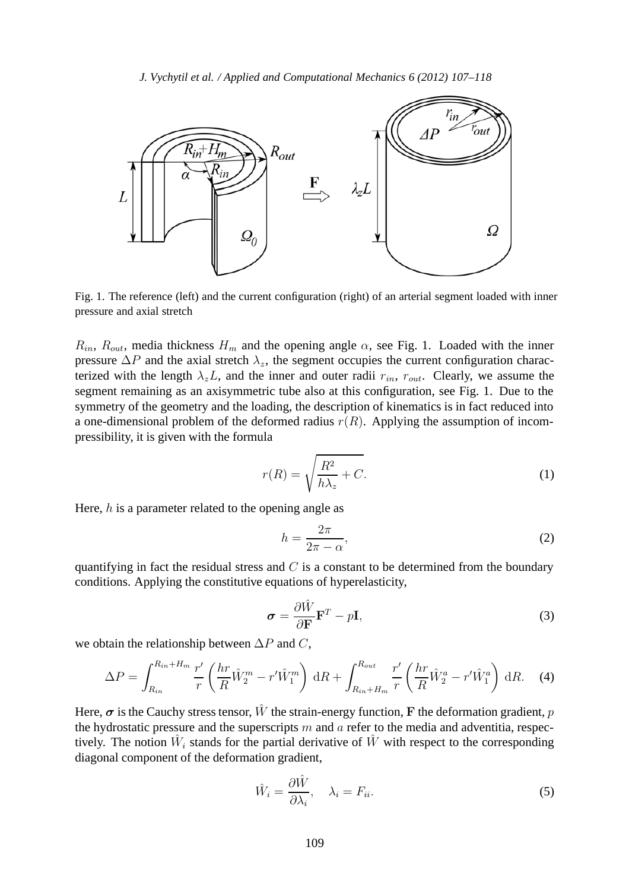Fig. 1. The reference (left) and the current configuration (right) of an arterial segment loaded with inner pressure and axial stretch

$R_{in}$, $R_{out}$, media thickness $H_m$ and the opening angle $\alpha$, see Fig. 1. Loaded with the inner pressure $\Delta P$ and the axial stretch $\lambda_z$, the segment occupies the current configuration characterized with the length $\lambda_z L$, and the inner and outer radii $r_{in}$, $r_{out}$. Clearly, we assume the segment remaining as an axisymmetric tube also at this configuration, see Fig. 1. Due to the symmetry of the geometry and the loading, the description of kinematics is in fact reduced into a one-dimensional problem of the deformed radius $r(R)$. Applying the assumption of incompressibility, it is given with the formula

$$r(R) = \sqrt{\frac{R^2}{h\lambda_z} + C}. \tag{1}$$

Here, $h$ is a parameter related to the opening angle as

$$h = \frac{2\pi}{2\pi - \alpha}, \tag{2}$$

quantifying in fact the residual stress and $C$ is a constant to be determined from the boundary conditions. Applying the constitutive equations of hyperelasticity,

$$\boldsymbol{\sigma} = \frac{\partial \hat{W}}{\partial \mathbf{F}} \mathbf{F}^T - p\mathbf{I}, \tag{3}$$

we obtain the relationship between $\Delta P$ and $C$,

$$\Delta P = \int_{R_{in}}^{R_{in}+H_m} \frac{r'}{r} \left( \frac{hr}{R} \hat{W}_2^m - r' \hat{W}_1^m \right) \mathrm{d}R + \int_{R_{in}+H_m}^{R_{out}} \frac{r'}{r} \left( \frac{hr}{R} \hat{W}_2^a - r' \hat{W}_1^a \right) \mathrm{d}R. \tag{4}$$

Here, $\boldsymbol{\sigma}$ is the Cauchy stress tensor, $\hat{W}$ the strain-energy function, $\mathbf{F}$ the deformation gradient, $p$ the hydrostatic pressure and the superscripts $m$ and $a$ refer to the media and adventitia, respectively. The notion $\hat{W}_i$ stands for the partial derivative of $\hat{W}$ with respect to the corresponding diagonal component of the deformation gradient,

$$\hat{W}_i = \frac{\partial \hat{W}}{\partial \lambda_i}, \quad \lambda_i = F_{ii}. \tag{5}$$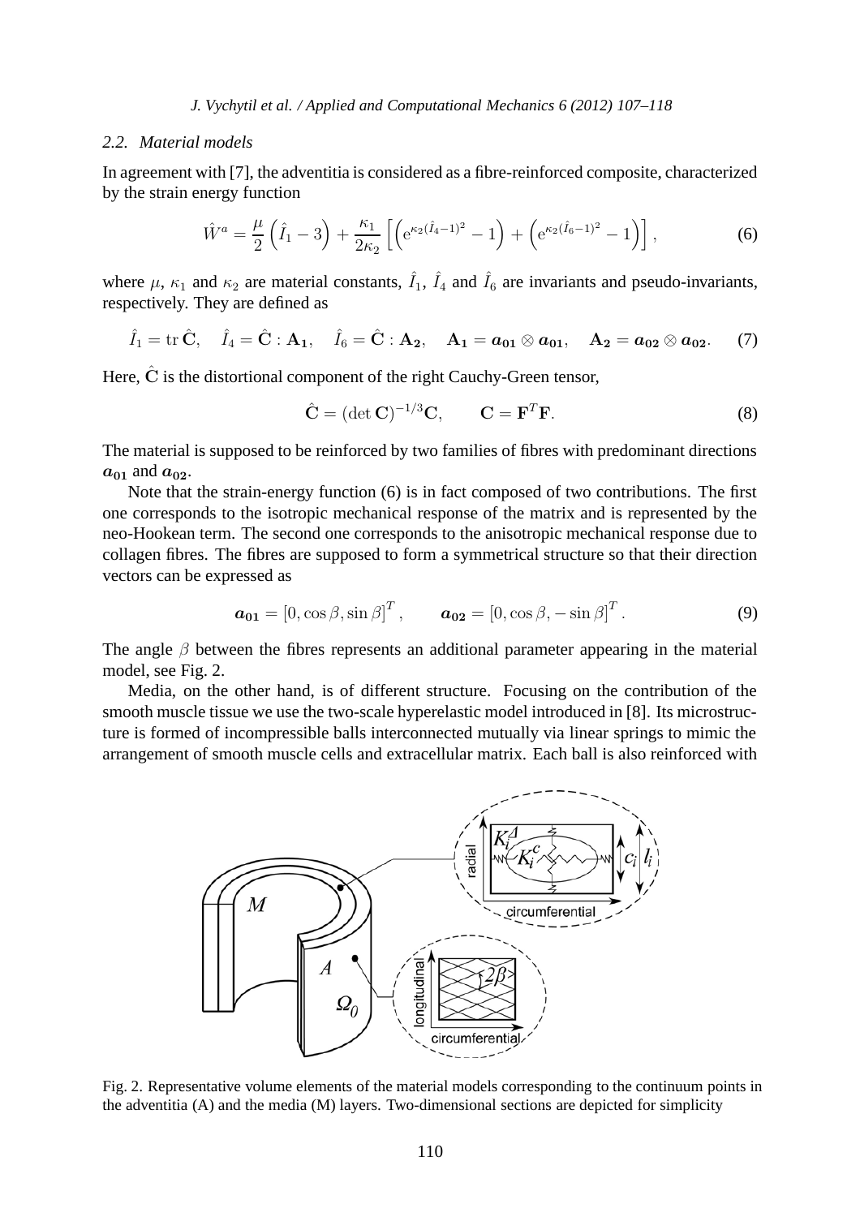### 2.2. Material models

In agreement with [7], the adventitia is considered as a fibre-reinforced composite, characterized by the strain energy function

$$\hat{W}^a = \frac{\mu}{2}\left(\hat{I}_1 - 3\right) + \frac{\kappa_1}{2\kappa_2}\left[\left(\mathrm{e}^{\kappa_2(\hat{I}_4-1)^2} - 1\right) + \left(\mathrm{e}^{\kappa_2(\hat{I}_6-1)^2} - 1\right)\right], \tag{6}$$

where $\mu$, $\kappa_1$ and $\kappa_2$ are material constants, $\hat{I}_1$, $\hat{I}_4$ and $\hat{I}_6$ are invariants and pseudo-invariants, respectively. They are defined as

$$\hat{I}_1 = \operatorname{tr}\hat{\mathbf{C}}, \quad \hat{I}_4 = \hat{\mathbf{C}} : \mathbf{A_1}, \quad \hat{I}_6 = \hat{\mathbf{C}} : \mathbf{A_2}, \quad \mathbf{A_1} = \boldsymbol{a_{01}} \otimes \boldsymbol{a_{01}}, \quad \mathbf{A_2} = \boldsymbol{a_{02}} \otimes \boldsymbol{a_{02}}. \tag{7}$$

Here, $\hat{\mathbf{C}}$ is the distortional component of the right Cauchy-Green tensor,

$$\hat{\mathbf{C}} = (\det \mathbf{C})^{-1/3}\mathbf{C}, \qquad \mathbf{C} = \mathbf{F}^T\mathbf{F}. \tag{8}$$

The material is supposed to be reinforced by two families of fibres with predominant directions $\boldsymbol{a_{01}}$ and $\boldsymbol{a_{02}}$.

Note that the strain-energy function (6) is in fact composed of two contributions. The first one corresponds to the isotropic mechanical response of the matrix and is represented by the neo-Hookean term. The second one corresponds to the anisotropic mechanical response due to collagen fibres. The fibres are supposed to form a symmetrical structure so that their direction vectors can be expressed as

$$\boldsymbol{a_{01}} = [0, \cos\beta, \sin\beta]^T, \qquad \boldsymbol{a_{02}} = [0, \cos\beta, -\sin\beta]^T. \tag{9}$$

The angle $\beta$ between the fibres represents an additional parameter appearing in the material model, see Fig. 2.

Media, on the other hand, is of different structure. Focusing on the contribution of the smooth muscle tissue we use the two-scale hyperelastic model introduced in [8]. Its microstructure is formed of incompressible balls interconnected mutually via linear springs to mimic the arrangement of smooth muscle cells and extracellular matrix. Each ball is also reinforced with

Fig. 2. Representative volume elements of the material models corresponding to the continuum points in the adventitia (A) and the media (M) layers. Two-dimensional sections are depicted for simplicity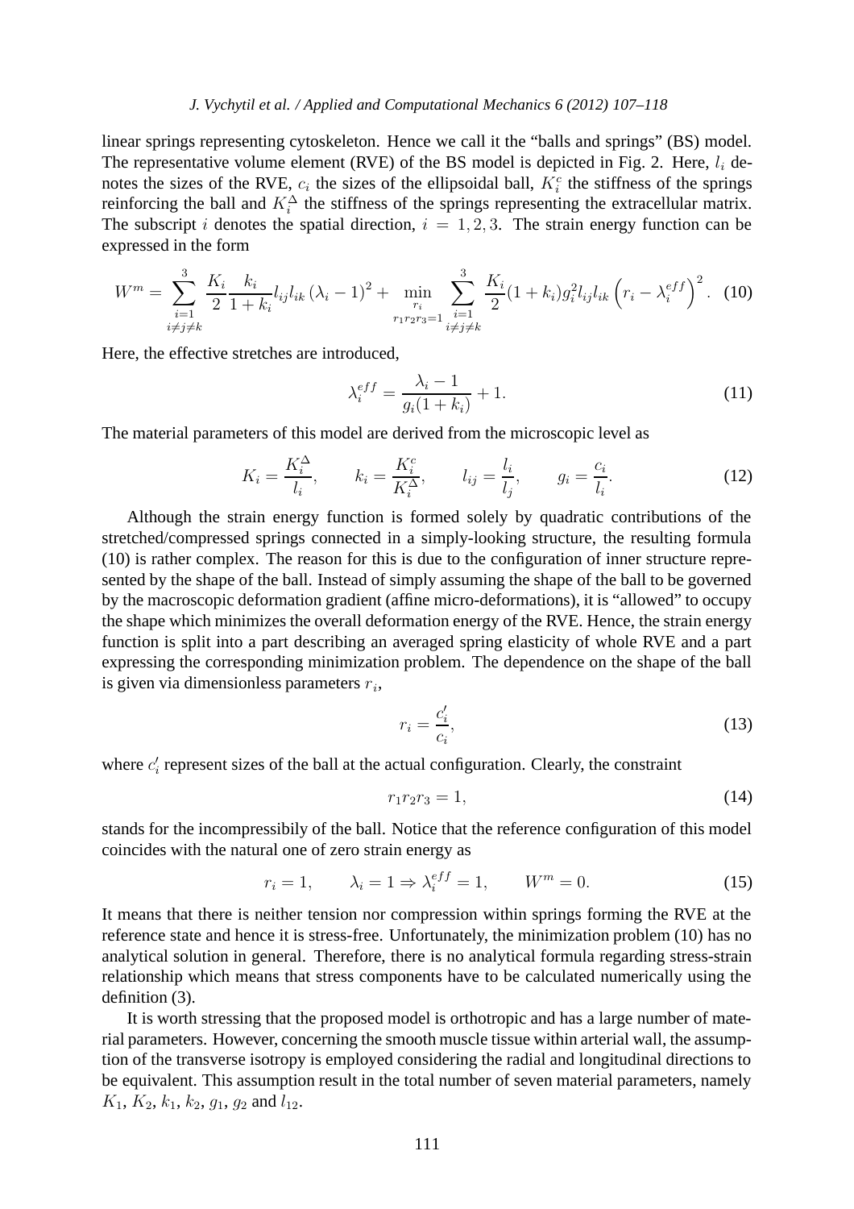linear springs representing cytoskeleton. Hence we call it the "balls and springs" (BS) model. The representative volume element (RVE) of the BS model is depicted in Fig. 2. Here, $l_i$ denotes the sizes of the RVE, $c_i$ the sizes of the ellipsoidal ball, $K_i^c$ the stiffness of the springs reinforcing the ball and $K_i^\Delta$ the stiffness of the springs representing the extracellular matrix. The subscript $i$ denotes the spatial direction, $i = 1, 2, 3$. The strain energy function can be expressed in the form

$$W^m = \sum_{\substack{i=1 \\ i \neq j \neq k}}^{3} \frac{K_i}{2} \frac{k_i}{1+k_i} l_{ij} l_{ik} \left(\lambda_i - 1\right)^2 + \min_{\substack{r_i \\ r_1 r_2 r_3 = 1}} \sum_{\substack{i=1 \\ i \neq j \neq k}}^{3} \frac{K_i}{2} (1+k_i) g_i^2 l_{ij} l_{ik} \left(r_i - \lambda_i^{eff}\right)^2. \quad (10)$$

Here, the effective stretches are introduced,

$$\lambda_i^{eff} = \frac{\lambda_i - 1}{g_i(1+k_i)} + 1. \quad (11)$$

The material parameters of this model are derived from the microscopic level as

$$K_i = \frac{K_i^\Delta}{l_i}, \qquad k_i = \frac{K_i^c}{K_i^\Delta}, \qquad l_{ij} = \frac{l_i}{l_j}, \qquad g_i = \frac{c_i}{l_i}. \quad (12)$$

Although the strain energy function is formed solely by quadratic contributions of the stretched/compressed springs connected in a simply-looking structure, the resulting formula (10) is rather complex. The reason for this is due to the configuration of inner structure represented by the shape of the ball. Instead of simply assuming the shape of the ball to be governed by the macroscopic deformation gradient (affine micro-deformations), it is "allowed" to occupy the shape which minimizes the overall deformation energy of the RVE. Hence, the strain energy function is split into a part describing an averaged spring elasticity of whole RVE and a part expressing the corresponding minimization problem. The dependence on the shape of the ball is given via dimensionless parameters $r_i$,

$$r_i = \frac{c_i'}{c_i}, \quad (13)$$

where $c_i'$ represent sizes of the ball at the actual configuration. Clearly, the constraint

$$r_1 r_2 r_3 = 1, \quad (14)$$

stands for the incompressibily of the ball. Notice that the reference configuration of this model coincides with the natural one of zero strain energy as

$$r_i = 1, \qquad \lambda_i = 1 \Rightarrow \lambda_i^{eff} = 1, \qquad W^m = 0. \quad (15)$$

It means that there is neither tension nor compression within springs forming the RVE at the reference state and hence it is stress-free. Unfortunately, the minimization problem (10) has no analytical solution in general. Therefore, there is no analytical formula regarding stress-strain relationship which means that stress components have to be calculated numerically using the definition (3).

It is worth stressing that the proposed model is orthotropic and has a large number of material parameters. However, concerning the smooth muscle tissue within arterial wall, the assumption of the transverse isotropy is employed considering the radial and longitudinal directions to be equivalent. This assumption result in the total number of seven material parameters, namely $K_1$, $K_2$, $k_1$, $k_2$, $g_1$, $g_2$ and $l_{12}$.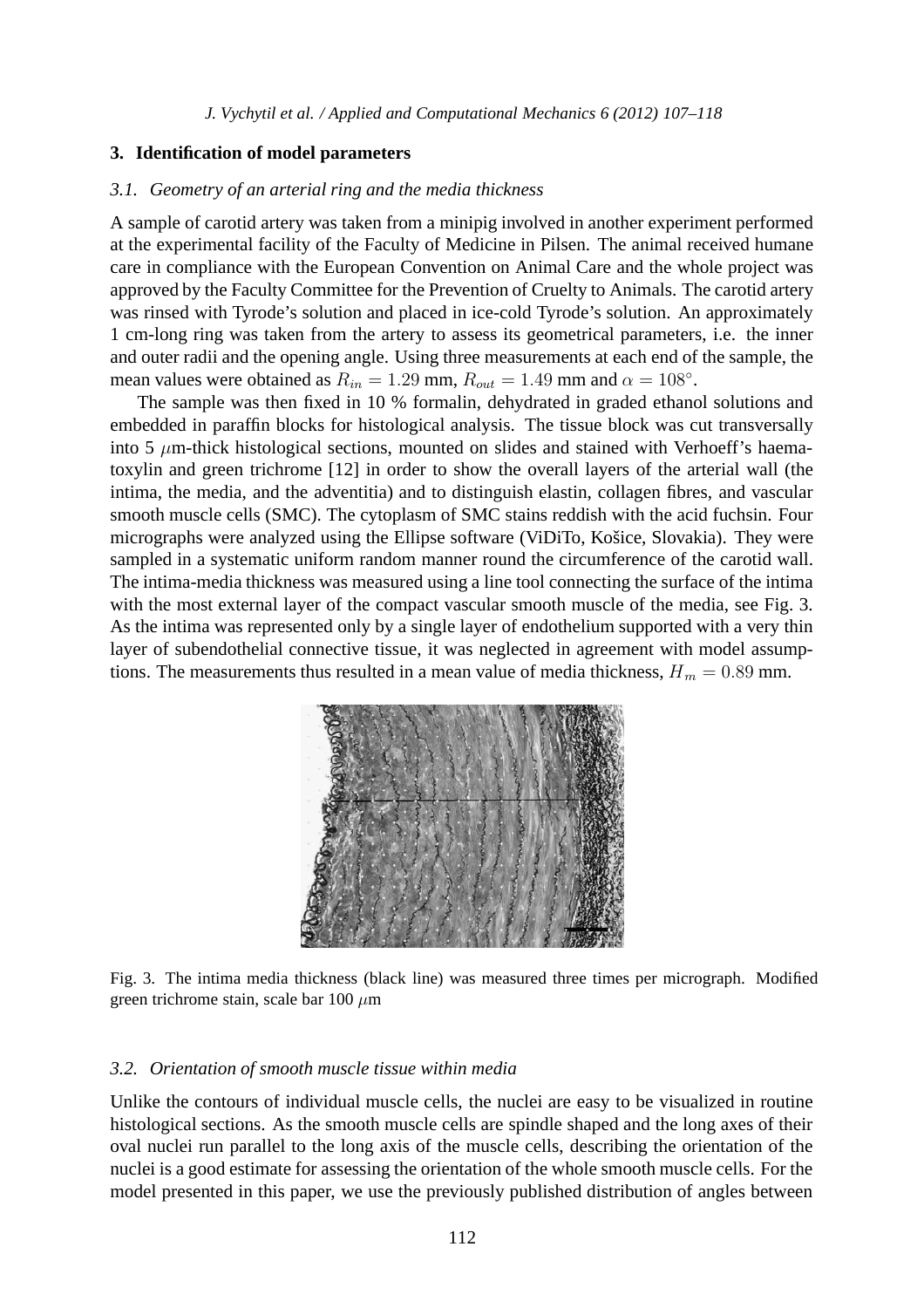## 3. Identification of model parameters

### 3.1. Geometry of an arterial ring and the media thickness

A sample of carotid artery was taken from a minipig involved in another experiment performed at the experimental facility of the Faculty of Medicine in Pilsen. The animal received humane care in compliance with the European Convention on Animal Care and the whole project was approved by the Faculty Committee for the Prevention of Cruelty to Animals. The carotid artery was rinsed with Tyrode's solution and placed in ice-cold Tyrode's solution. An approximately 1 cm-long ring was taken from the artery to assess its geometrical parameters, i.e. the inner and outer radii and the opening angle. Using three measurements at each end of the sample, the mean values were obtained as $R_{in} = 1.29$ mm, $R_{out} = 1.49$ mm and $\alpha = 108°$.

The sample was then fixed in 10 % formalin, dehydrated in graded ethanol solutions and embedded in paraffin blocks for histological analysis. The tissue block was cut transversally into 5 $\mu$m-thick histological sections, mounted on slides and stained with Verhoeff's haematoxylin and green trichrome [12] in order to show the overall layers of the arterial wall (the intima, the media, and the adventitia) and to distinguish elastin, collagen fibres, and vascular smooth muscle cells (SMC). The cytoplasm of SMC stains reddish with the acid fuchsin. Four micrographs were analyzed using the Ellipse software (ViDiTo, Košice, Slovakia). They were sampled in a systematic uniform random manner round the circumference of the carotid wall. The intima-media thickness was measured using a line tool connecting the surface of the intima with the most external layer of the compact vascular smooth muscle of the media, see Fig. 3. As the intima was represented only by a single layer of endothelium supported with a very thin layer of subendothelial connective tissue, it was neglected in agreement with model assumptions. The measurements thus resulted in a mean value of media thickness, $H_m = 0.89$ mm.

Fig. 3. The intima media thickness (black line) was measured three times per micrograph. Modified green trichrome stain, scale bar 100 $\mu$m

### 3.2. Orientation of smooth muscle tissue within media

Unlike the contours of individual muscle cells, the nuclei are easy to be visualized in routine histological sections. As the smooth muscle cells are spindle shaped and the long axes of their oval nuclei run parallel to the long axis of the muscle cells, describing the orientation of the nuclei is a good estimate for assessing the orientation of the whole smooth muscle cells. For the model presented in this paper, we use the previously published distribution of angles between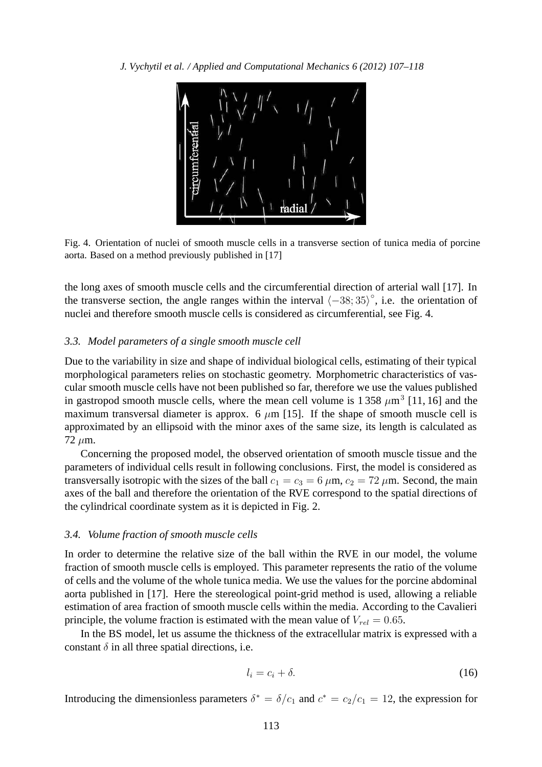Fig. 4. Orientation of nuclei of smooth muscle cells in a transverse section of tunica media of porcine aorta. Based on a method previously published in [17]

the long axes of smooth muscle cells and the circumferential direction of arterial wall [17]. In the transverse section, the angle ranges within the interval $\langle -38; 35 \rangle^\circ$, i.e. the orientation of nuclei and therefore smooth muscle cells is considered as circumferential, see Fig. 4.

### 3.3. Model parameters of a single smooth muscle cell

Due to the variability in size and shape of individual biological cells, estimating of their typical morphological parameters relies on stochastic geometry. Morphometric characteristics of vascular smooth muscle cells have not been published so far, therefore we use the values published in gastropod smooth muscle cells, where the mean cell volume is 1 358 $\mu$m$^3$ [11, 16] and the maximum transversal diameter is approx. 6 $\mu$m [15]. If the shape of smooth muscle cell is approximated by an ellipsoid with the minor axes of the same size, its length is calculated as 72 $\mu$m.

Concerning the proposed model, the observed orientation of smooth muscle tissue and the parameters of individual cells result in following conclusions. First, the model is considered as transversally isotropic with the sizes of the ball $c_1 = c_3 = 6$ $\mu$m, $c_2 = 72$ $\mu$m. Second, the main axes of the ball and therefore the orientation of the RVE correspond to the spatial directions of the cylindrical coordinate system as it is depicted in Fig. 2.

### 3.4. Volume fraction of smooth muscle cells

In order to determine the relative size of the ball within the RVE in our model, the volume fraction of smooth muscle cells is employed. This parameter represents the ratio of the volume of cells and the volume of the whole tunica media. We use the values for the porcine abdominal aorta published in [17]. Here the stereological point-grid method is used, allowing a reliable estimation of area fraction of smooth muscle cells within the media. According to the Cavalieri principle, the volume fraction is estimated with the mean value of $V_{rel} = 0.65$.

In the BS model, let us assume the thickness of the extracellular matrix is expressed with a constant $\delta$ in all three spatial directions, i.e.

$$l_i = c_i + \delta. \tag{16}$$

Introducing the dimensionless parameters $\delta^* = \delta/c_1$ and $c^* = c_2/c_1 = 12$, the expression for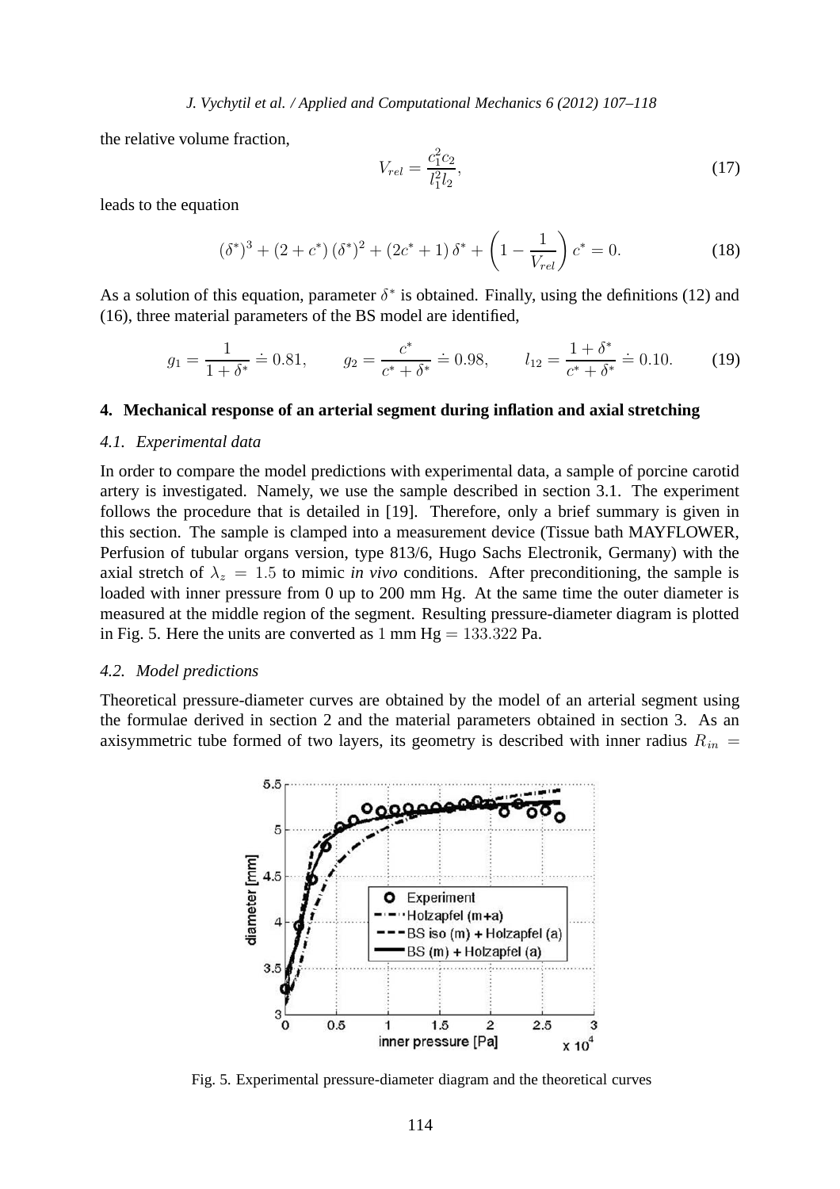the relative volume fraction,

$$V_{rel} = \frac{c_1^2 c_2}{l_1^2 l_2}, \tag{17}$$

leads to the equation

$$(\delta^*)^3 + (2 + c^*)(\delta^*)^2 + (2c^* + 1)\delta^* + \left(1 - \frac{1}{V_{rel}}\right)c^* = 0. \tag{18}$$

As a solution of this equation, parameter $\delta^*$ is obtained. Finally, using the definitions (12) and (16), three material parameters of the BS model are identified,

$$g_1 = \frac{1}{1 + \delta^*} \doteq 0.81, \qquad g_2 = \frac{c^*}{c^* + \delta^*} \doteq 0.98, \qquad l_{12} = \frac{1 + \delta^*}{c^* + \delta^*} \doteq 0.10. \tag{19}$$

## 4. Mechanical response of an arterial segment during inflation and axial stretching

### *4.1. Experimental data*

In order to compare the model predictions with experimental data, a sample of porcine carotid artery is investigated. Namely, we use the sample described in section 3.1. The experiment follows the procedure that is detailed in [19]. Therefore, only a brief summary is given in this section. The sample is clamped into a measurement device (Tissue bath MAYFLOWER, Perfusion of tubular organs version, type 813/6, Hugo Sachs Electronik, Germany) with the axial stretch of $\lambda_z = 1.5$ to mimic *in vivo* conditions. After preconditioning, the sample is loaded with inner pressure from 0 up to 200 mm Hg. At the same time the outer diameter is measured at the middle region of the segment. Resulting pressure-diameter diagram is plotted in Fig. 5. Here the units are converted as $1$ mm Hg $= 133.322$ Pa.

### *4.2. Model predictions*

Theoretical pressure-diameter curves are obtained by the model of an arterial segment using the formulae derived in section 2 and the material parameters obtained in section 3. As an axisymmetric tube formed of two layers, its geometry is described with inner radius $R_{in}$ =

Fig. 5. Experimental pressure-diameter diagram and the theoretical curves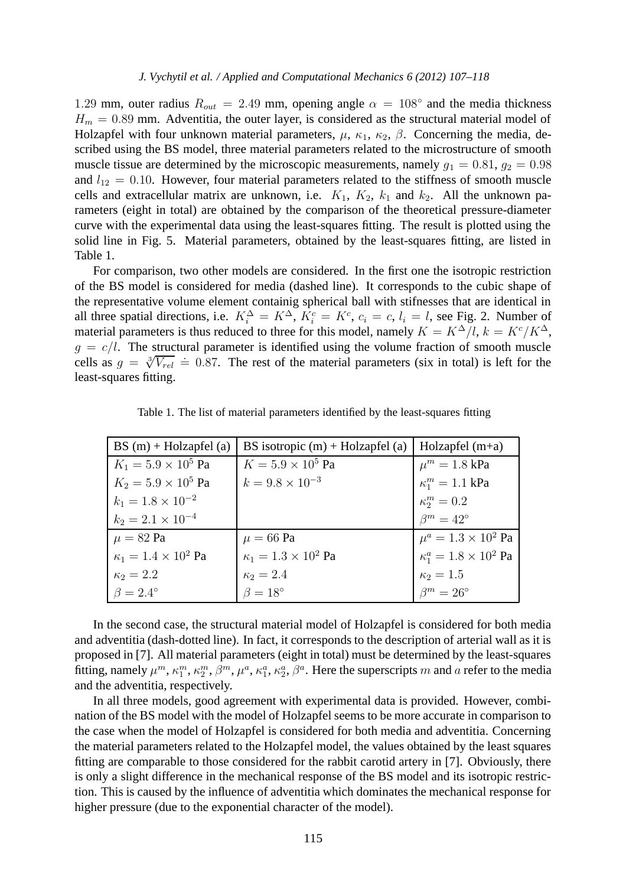1.29 mm, outer radius $R_{out} = 2.49$ mm, opening angle $\alpha = 108^\circ$ and the media thickness $H_m = 0.89$ mm. Adventitia, the outer layer, is considered as the structural material model of Holzapfel with four unknown material parameters, $\mu$, $\kappa_1$, $\kappa_2$, $\beta$. Concerning the media, described using the BS model, three material parameters related to the microstructure of smooth muscle tissue are determined by the microscopic measurements, namely $g_1 = 0.81$, $g_2 = 0.98$ and $l_{12} = 0.10$. However, four material parameters related to the stiffness of smooth muscle cells and extracellular matrix are unknown, i.e. $K_1$, $K_2$, $k_1$ and $k_2$. All the unknown parameters (eight in total) are obtained by the comparison of the theoretical pressure-diameter curve with the experimental data using the least-squares fitting. The result is plotted using the solid line in Fig. 5. Material parameters, obtained by the least-squares fitting, are listed in Table 1.

For comparison, two other models are considered. In the first one the isotropic restriction of the BS model is considered for media (dashed line). It corresponds to the cubic shape of the representative volume element containig spherical ball with stifnesses that are identical in all three spatial directions, i.e. $K_i^\Delta = K^\Delta$, $K_i^c = K^c$, $c_i = c$, $l_i = l$, see Fig. 2. Number of material parameters is thus reduced to three for this model, namely $K = K^\Delta/l$, $k = K^c/K^\Delta$, $g = c/l$. The structural parameter is identified using the volume fraction of smooth muscle cells as $g = \sqrt[3]{V_{rel}} \doteq 0.87$. The rest of the material parameters (six in total) is left for the least-squares fitting.

Table 1. The list of material parameters identified by the least-squares fitting

| BS (m) + Holzapfel (a) | BS isotropic (m) + Holzapfel (a) | Holzapfel (m+a) |
|---|---|---|
| $K_1 = 5.9 \times 10^5$ Pa | $K = 5.9 \times 10^5$ Pa | $\mu^m = 1.8$ kPa |
| $K_2 = 5.9 \times 10^5$ Pa | $k = 9.8 \times 10^{-3}$ | $\kappa_1^m = 1.1$ kPa |
| $k_1 = 1.8 \times 10^{-2}$ | | $\kappa_2^m = 0.2$ |
| $k_2 = 2.1 \times 10^{-4}$ | | $\beta^m = 42^\circ$ |
| $\mu = 82$ Pa | $\mu = 66$ Pa | $\mu^a = 1.3 \times 10^2$ Pa |
| $\kappa_1 = 1.4 \times 10^2$ Pa | $\kappa_1 = 1.3 \times 10^2$ Pa | $\kappa_1^a = 1.8 \times 10^2$ Pa |
| $\kappa_2 = 2.2$ | $\kappa_2 = 2.4$ | $\kappa_2 = 1.5$ |
| $\beta = 2.4^\circ$ | $\beta = 18^\circ$ | $\beta^m = 26^\circ$ |

In the second case, the structural material model of Holzapfel is considered for both media and adventitia (dash-dotted line). In fact, it corresponds to the description of arterial wall as it is proposed in [7]. All material parameters (eight in total) must be determined by the least-squares fitting, namely $\mu^m$, $\kappa_1^m$, $\kappa_2^m$, $\beta^m$, $\mu^a$, $\kappa_1^a$, $\kappa_2^a$, $\beta^a$. Here the superscripts $m$ and $a$ refer to the media and the adventitia, respectively.

In all three models, good agreement with experimental data is provided. However, combination of the BS model with the model of Holzapfel seems to be more accurate in comparison to the case when the model of Holzapfel is considered for both media and adventitia. Concerning the material parameters related to the Holzapfel model, the values obtained by the least squares fitting are comparable to those considered for the rabbit carotid artery in [7]. Obviously, there is only a slight difference in the mechanical response of the BS model and its isotropic restriction. This is caused by the influence of adventitia which dominates the mechanical response for higher pressure (due to the exponential character of the model).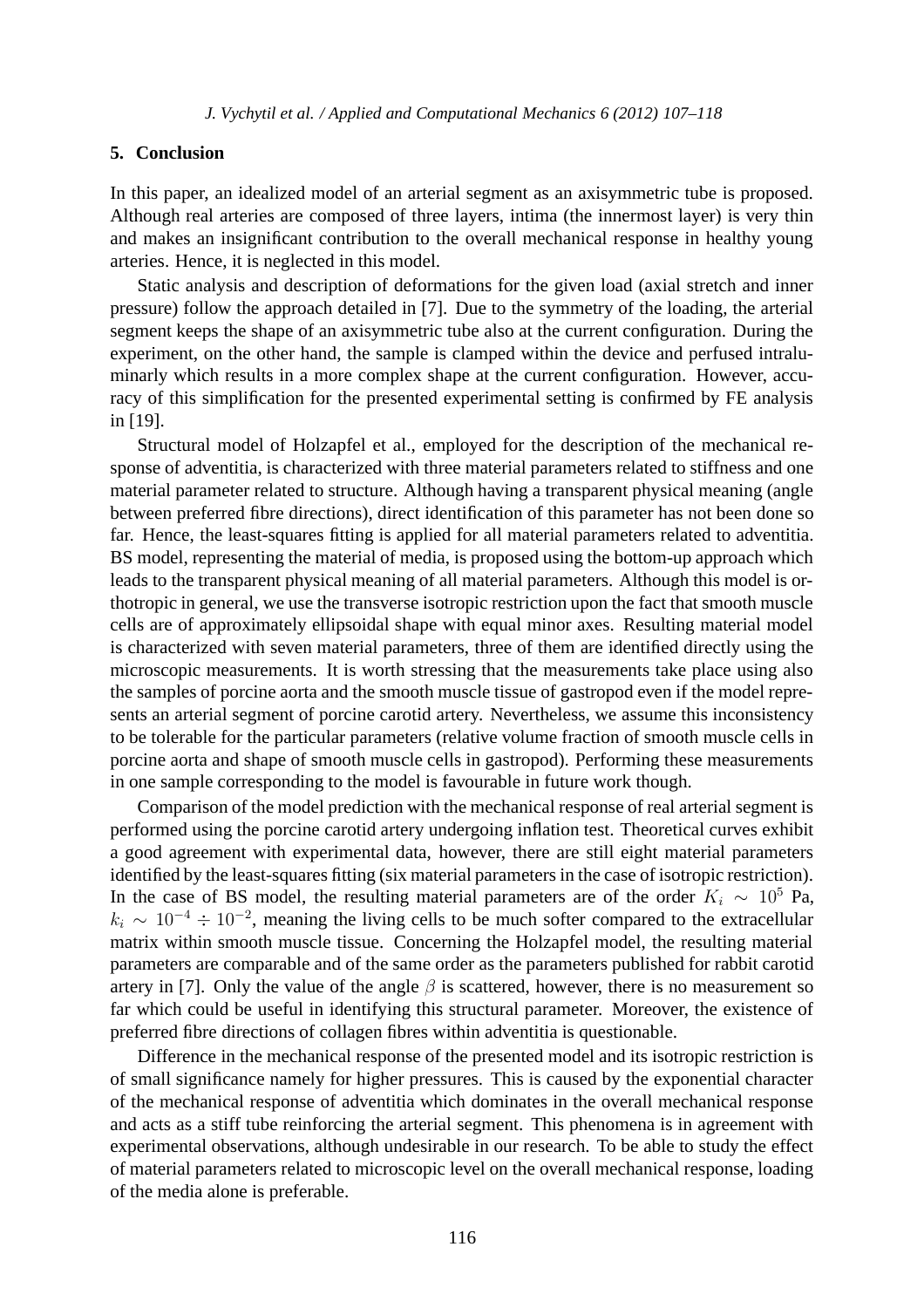## 5. Conclusion

In this paper, an idealized model of an arterial segment as an axisymmetric tube is proposed. Although real arteries are composed of three layers, intima (the innermost layer) is very thin and makes an insignificant contribution to the overall mechanical response in healthy young arteries. Hence, it is neglected in this model.

Static analysis and description of deformations for the given load (axial stretch and inner pressure) follow the approach detailed in [7]. Due to the symmetry of the loading, the arterial segment keeps the shape of an axisymmetric tube also at the current configuration. During the experiment, on the other hand, the sample is clamped within the device and perfused intraluminarly which results in a more complex shape at the current configuration. However, accuracy of this simplification for the presented experimental setting is confirmed by FE analysis in [19].

Structural model of Holzapfel et al., employed for the description of the mechanical response of adventitia, is characterized with three material parameters related to stiffness and one material parameter related to structure. Although having a transparent physical meaning (angle between preferred fibre directions), direct identification of this parameter has not been done so far. Hence, the least-squares fitting is applied for all material parameters related to adventitia. BS model, representing the material of media, is proposed using the bottom-up approach which leads to the transparent physical meaning of all material parameters. Although this model is orthotropic in general, we use the transverse isotropic restriction upon the fact that smooth muscle cells are of approximately ellipsoidal shape with equal minor axes. Resulting material model is characterized with seven material parameters, three of them are identified directly using the microscopic measurements. It is worth stressing that the measurements take place using also the samples of porcine aorta and the smooth muscle tissue of gastropod even if the model represents an arterial segment of porcine carotid artery. Nevertheless, we assume this inconsistency to be tolerable for the particular parameters (relative volume fraction of smooth muscle cells in porcine aorta and shape of smooth muscle cells in gastropod). Performing these measurements in one sample corresponding to the model is favourable in future work though.

Comparison of the model prediction with the mechanical response of real arterial segment is performed using the porcine carotid artery undergoing inflation test. Theoretical curves exhibit a good agreement with experimental data, however, there are still eight material parameters identified by the least-squares fitting (six material parameters in the case of isotropic restriction). In the case of BS model, the resulting material parameters are of the order $K_i \sim 10^5$ Pa, $k_i \sim 10^{-4} \div 10^{-2}$, meaning the living cells to be much softer compared to the extracellular matrix within smooth muscle tissue. Concerning the Holzapfel model, the resulting material parameters are comparable and of the same order as the parameters published for rabbit carotid artery in [7]. Only the value of the angle $\beta$ is scattered, however, there is no measurement so far which could be useful in identifying this structural parameter. Moreover, the existence of preferred fibre directions of collagen fibres within adventitia is questionable.

Difference in the mechanical response of the presented model and its isotropic restriction is of small significance namely for higher pressures. This is caused by the exponential character of the mechanical response of adventitia which dominates in the overall mechanical response and acts as a stiff tube reinforcing the arterial segment. This phenomena is in agreement with experimental observations, although undesirable in our research. To be able to study the effect of material parameters related to microscopic level on the overall mechanical response, loading of the media alone is preferable.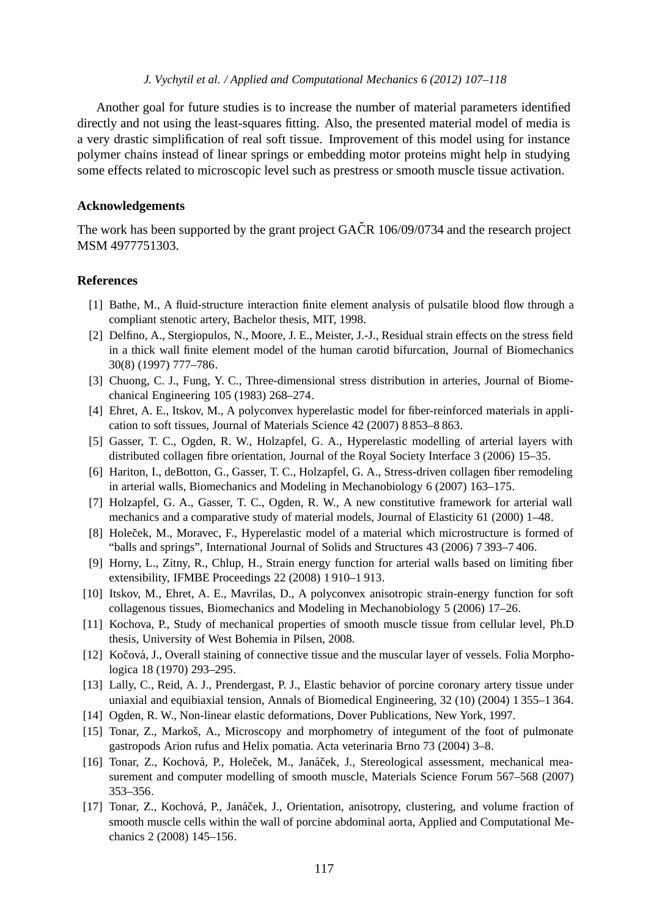Another goal for future studies is to increase the number of material parameters identified directly and not using the least-squares fitting. Also, the presented material model of media is a very drastic simplification of real soft tissue. Improvement of this model using for instance polymer chains instead of linear springs or embedding motor proteins might help in studying some effects related to microscopic level such as prestress or smooth muscle tissue activation.

## Acknowledgements

The work has been supported by the grant project GAČR 106/09/0734 and the research project MSM 4977751303.

## References

[1] Bathe, M., A fluid-structure interaction finite element analysis of pulsatile blood flow through a compliant stenotic artery, Bachelor thesis, MIT, 1998.

[2] Delfino, A., Stergiopulos, N., Moore, J. E., Meister, J.-J., Residual strain effects on the stress field in a thick wall finite element model of the human carotid bifurcation, Journal of Biomechanics 30(8) (1997) 777–786.

[3] Chuong, C. J., Fung, Y. C., Three-dimensional stress distribution in arteries, Journal of Biomechanical Engineering 105 (1983) 268–274.

[4] Ehret, A. E., Itskov, M., A polyconvex hyperelastic model for fiber-reinforced materials in application to soft tissues, Journal of Materials Science 42 (2007) 8 853–8 863.

[5] Gasser, T. C., Ogden, R. W., Holzapfel, G. A., Hyperelastic modelling of arterial layers with distributed collagen fibre orientation, Journal of the Royal Society Interface 3 (2006) 15–35.

[6] Hariton, I., deBotton, G., Gasser, T. C., Holzapfel, G. A., Stress-driven collagen fiber remodeling in arterial walls, Biomechanics and Modeling in Mechanobiology 6 (2007) 163–175.

[7] Holzapfel, G. A., Gasser, T. C., Ogden, R. W., A new constitutive framework for arterial wall mechanics and a comparative study of material models, Journal of Elasticity 61 (2000) 1–48.

[8] Holeček, M., Moravec, F., Hyperelastic model of a material which microstructure is formed of "balls and springs", International Journal of Solids and Structures 43 (2006) 7 393–7 406.

[9] Horny, L., Zitny, R., Chlup, H., Strain energy function for arterial walls based on limiting fiber extensibility, IFMBE Proceedings 22 (2008) 1 910–1 913.

[10] Itskov, M., Ehret, A. E., Mavrilas, D., A polyconvex anisotropic strain-energy function for soft collagenous tissues, Biomechanics and Modeling in Mechanobiology 5 (2006) 17–26.

[11] Kochova, P., Study of mechanical properties of smooth muscle tissue from cellular level, Ph.D thesis, University of West Bohemia in Pilsen, 2008.

[12] Kočová, J., Overall staining of connective tissue and the muscular layer of vessels. Folia Morphologica 18 (1970) 293–295.

[13] Lally, C., Reid, A. J., Prendergast, P. J., Elastic behavior of porcine coronary artery tissue under uniaxial and equibiaxial tension, Annals of Biomedical Engineering, 32 (10) (2004) 1 355–1 364.

[14] Ogden, R. W., Non-linear elastic deformations, Dover Publications, New York, 1997.

[15] Tonar, Z., Markoš, A., Microscopy and morphometry of integument of the foot of pulmonate gastropods Arion rufus and Helix pomatia. Acta veterinaria Brno 73 (2004) 3–8.

[16] Tonar, Z., Kochová, P., Holeček, M., Janáček, J., Stereological assessment, mechanical measurement and computer modelling of smooth muscle, Materials Science Forum 567–568 (2007) 353–356.

[17] Tonar, Z., Kochová, P., Janáček, J., Orientation, anisotropy, clustering, and volume fraction of smooth muscle cells within the wall of porcine abdominal aorta, Applied and Computational Mechanics 2 (2008) 145–156.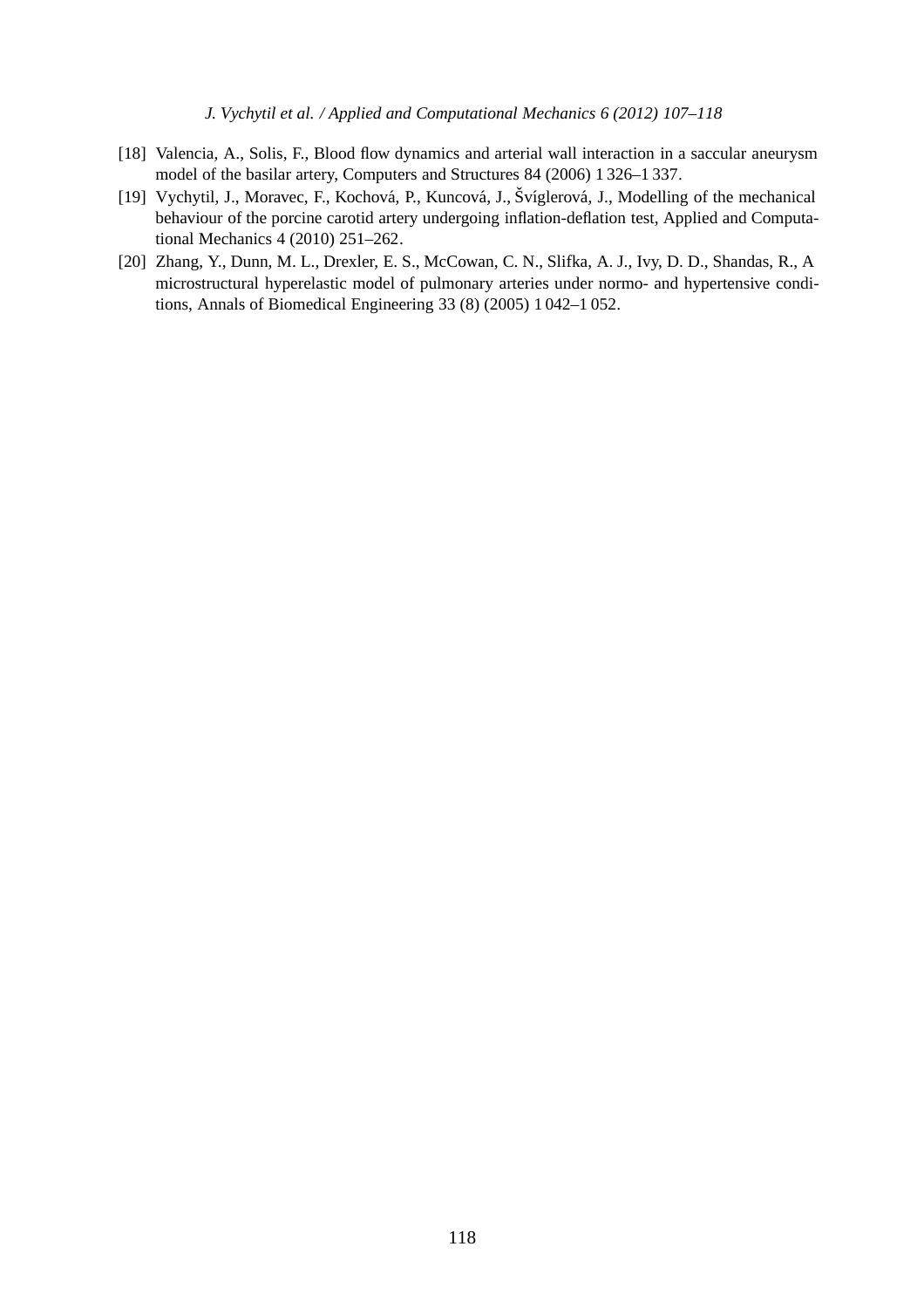[18] Valencia, A., Solis, F., Blood flow dynamics and arterial wall interaction in a saccular aneurysm model of the basilar artery, Computers and Structures 84 (2006) 1 326–1 337.

[19] Vychytil, J., Moravec, F., Kochová, P., Kuncová, J., Švíglerová, J., Modelling of the mechanical behaviour of the porcine carotid artery undergoing inflation-deflation test, Applied and Computational Mechanics 4 (2010) 251–262.

[20] Zhang, Y., Dunn, M. L., Drexler, E. S., McCowan, C. N., Slifka, A. J., Ivy, D. D., Shandas, R., A microstructural hyperelastic model of pulmonary arteries under normo- and hypertensive conditions, Annals of Biomedical Engineering 33 (8) (2005) 1 042–1 052.